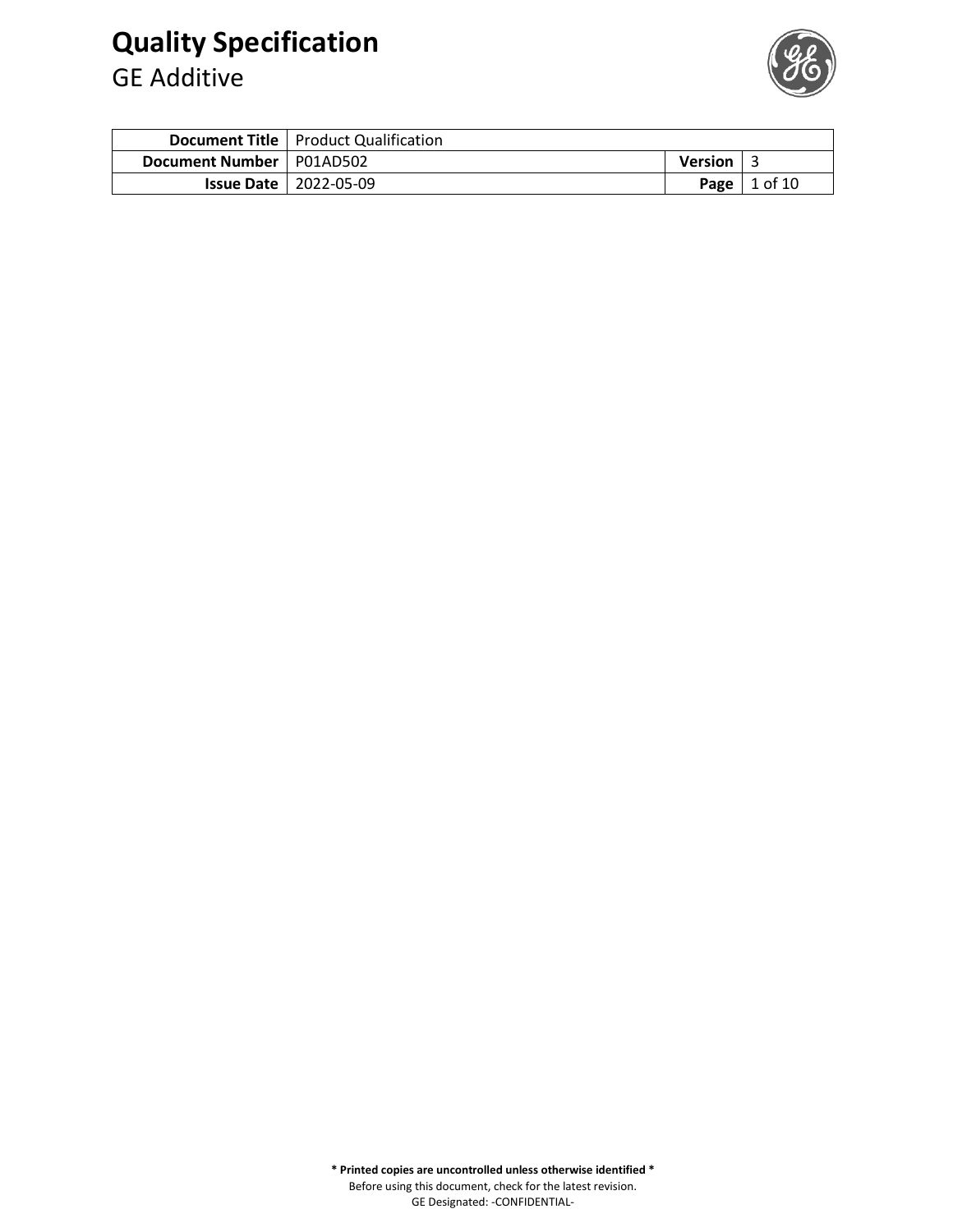# Quality Specification

GE Additive

| Document Title | Product Qualification | | |
|---|---|---|---|
| Document Number | P01AD502 | Version | 3 |
| Issue Date | 2022-05-09 | | |

**\* Printed copies are uncontrolled unless otherwise identified \***

Before using this document, check for the latest revision.

GE Designated: -CONFIDENTIAL-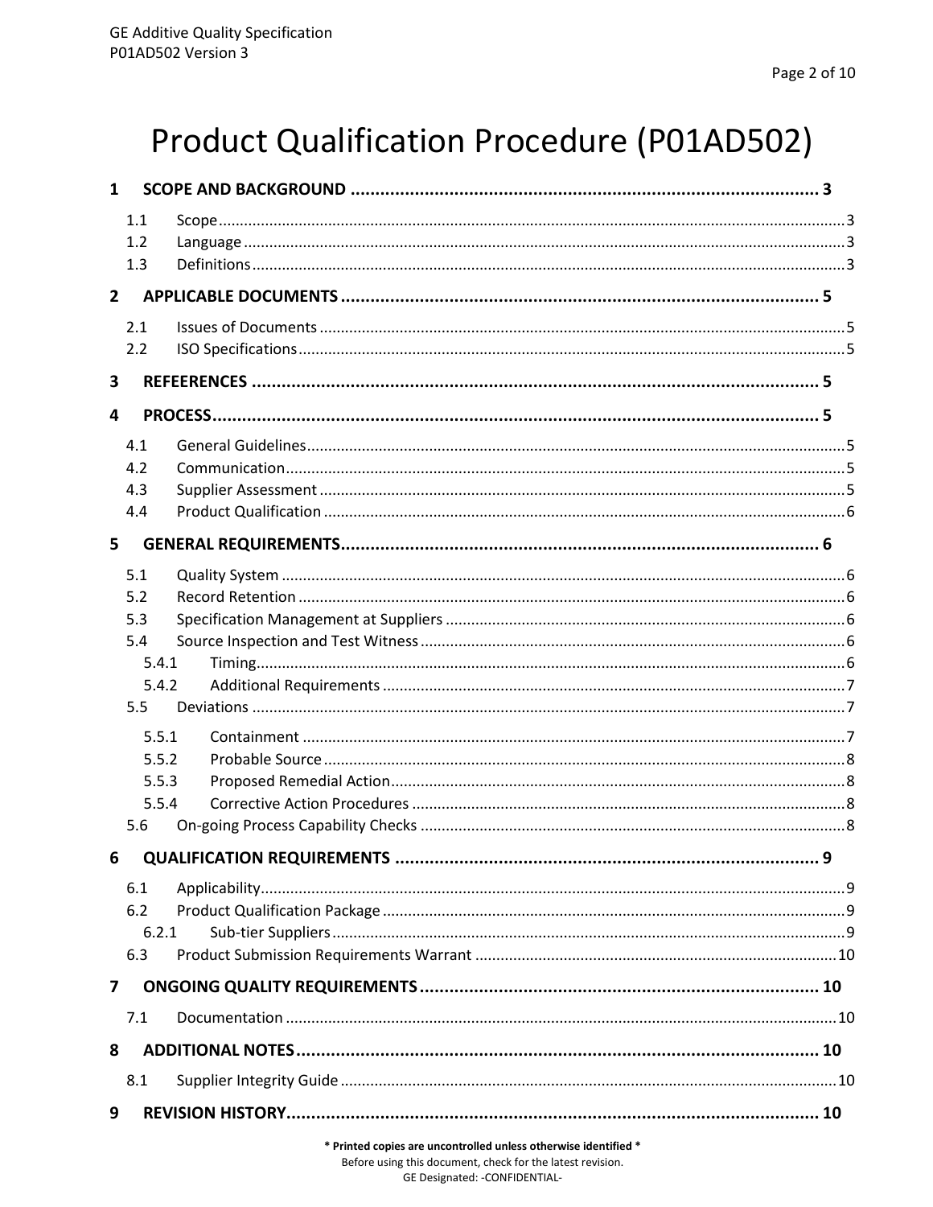# Product Qualification Procedure (P01AD502)

**1 SCOPE AND BACKGROUND ..... 3**

- 1.1 Scope ..... 3
- 1.2 Language ..... 3
- 1.3 Definitions ..... 3

**2 APPLICABLE DOCUMENTS ..... 5**

- 2.1 Issues of Documents ..... 5
- 2.2 ISO Specifications ..... 5

**3 REFEERENCES ..... 5**

**4 PROCESS ..... 5**

- 4.1 General Guidelines ..... 5
- 4.2 Communication ..... 5
- 4.3 Supplier Assessment ..... 5
- 4.4 Product Qualification ..... 6

**5 GENERAL REQUIREMENTS ..... 6**

- 5.1 Quality System ..... 6
- 5.2 Record Retention ..... 6
- 5.3 Specification Management at Suppliers ..... 6
- 5.4 Source Inspection and Test Witness ..... 6
  - 5.4.1 Timing ..... 6
  - 5.4.2 Additional Requirements ..... 7
- 5.5 Deviations ..... 7
  - 5.5.1 Containment ..... 7
  - 5.5.2 Probable Source ..... 8
  - 5.5.3 Proposed Remedial Action ..... 8
  - 5.5.4 Corrective Action Procedures ..... 8
- 5.6 On-going Process Capability Checks ..... 8

**6 QUALIFICATION REQUIREMENTS ..... 9**

- 6.1 Applicability ..... 9
- 6.2 Product Qualification Package ..... 9
  - 6.2.1 Sub-tier Suppliers ..... 9
- 6.3 Product Submission Requirements Warrant ..... 10

**7 ONGOING QUALITY REQUIREMENTS ..... 10**

- 7.1 Documentation ..... 10

**8 ADDITIONAL NOTES ..... 10**

- 8.1 Supplier Integrity Guide ..... 10

**9 REVISION HISTORY ..... 10**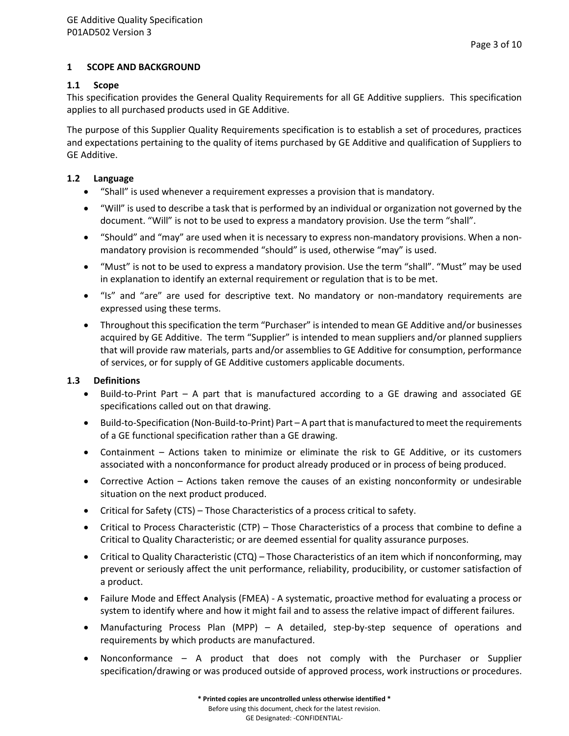## 1 SCOPE AND BACKGROUND

### 1.1 Scope

This specification provides the General Quality Requirements for all GE Additive suppliers. This specification applies to all purchased products used in GE Additive.

The purpose of this Supplier Quality Requirements specification is to establish a set of procedures, practices and expectations pertaining to the quality of items purchased by GE Additive and qualification of Suppliers to GE Additive.

### 1.2 Language

- "Shall" is used whenever a requirement expresses a provision that is mandatory.
- "Will" is used to describe a task that is performed by an individual or organization not governed by the document. "Will" is not to be used to express a mandatory provision. Use the term "shall".
- "Should" and "may" are used when it is necessary to express non-mandatory provisions. When a non-mandatory provision is recommended "should" is used, otherwise "may" is used.
- "Must" is not to be used to express a mandatory provision. Use the term "shall". "Must" may be used in explanation to identify an external requirement or regulation that is to be met.
- "Is" and "are" are used for descriptive text. No mandatory or non-mandatory requirements are expressed using these terms.
- Throughout this specification the term "Purchaser" is intended to mean GE Additive and/or businesses acquired by GE Additive. The term "Supplier" is intended to mean suppliers and/or planned suppliers that will provide raw materials, parts and/or assemblies to GE Additive for consumption, performance of services, or for supply of GE Additive customers applicable documents.

### 1.3 Definitions

- Build-to-Print Part – A part that is manufactured according to a GE drawing and associated GE specifications called out on that drawing.
- Build-to-Specification (Non-Build-to-Print) Part – A part that is manufactured to meet the requirements of a GE functional specification rather than a GE drawing.
- Containment – Actions taken to minimize or eliminate the risk to GE Additive, or its customers associated with a nonconformance for product already produced or in process of being produced.
- Corrective Action – Actions taken remove the causes of an existing nonconformity or undesirable situation on the next product produced.
- Critical for Safety (CTS) – Those Characteristics of a process critical to safety.
- Critical to Process Characteristic (CTP) – Those Characteristics of a process that combine to define a Critical to Quality Characteristic; or are deemed essential for quality assurance purposes.
- Critical to Quality Characteristic (CTQ) – Those Characteristics of an item which if nonconforming, may prevent or seriously affect the unit performance, reliability, producibility, or customer satisfaction of a product.
- Failure Mode and Effect Analysis (FMEA) - A systematic, proactive method for evaluating a process or system to identify where and how it might fail and to assess the relative impact of different failures.
- Manufacturing Process Plan (MPP) – A detailed, step-by-step sequence of operations and requirements by which products are manufactured.
- Nonconformance – A product that does not comply with the Purchaser or Supplier specification/drawing or was produced outside of approved process, work instructions or procedures.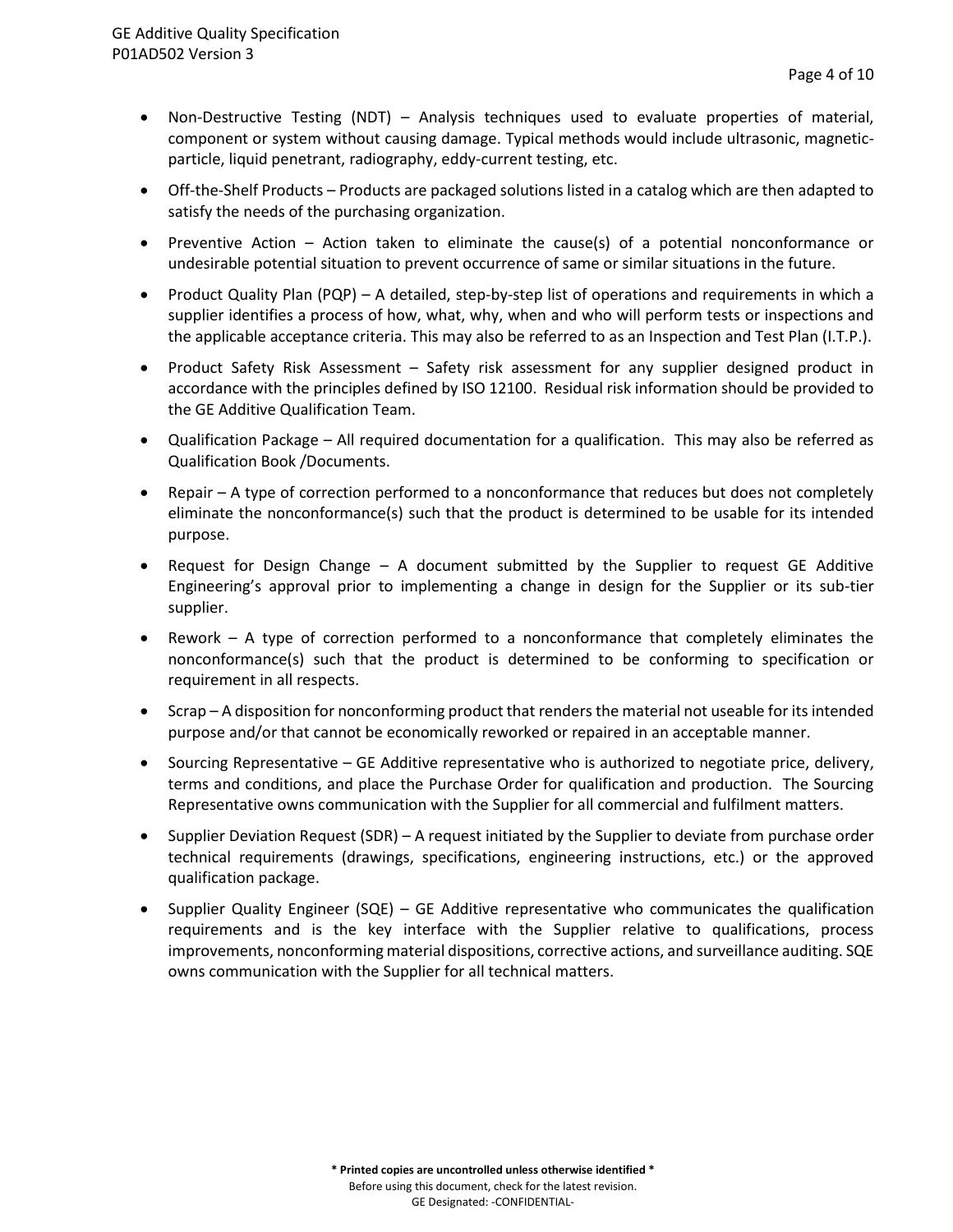- Non-Destructive Testing (NDT) – Analysis techniques used to evaluate properties of material, component or system without causing damage. Typical methods would include ultrasonic, magnetic-particle, liquid penetrant, radiography, eddy-current testing, etc.
- Off-the-Shelf Products – Products are packaged solutions listed in a catalog which are then adapted to satisfy the needs of the purchasing organization.
- Preventive Action – Action taken to eliminate the cause(s) of a potential nonconformance or undesirable potential situation to prevent occurrence of same or similar situations in the future.
- Product Quality Plan (PQP) – A detailed, step-by-step list of operations and requirements in which a supplier identifies a process of how, what, why, when and who will perform tests or inspections and the applicable acceptance criteria. This may also be referred to as an Inspection and Test Plan (I.T.P.).
- Product Safety Risk Assessment – Safety risk assessment for any supplier designed product in accordance with the principles defined by ISO 12100. Residual risk information should be provided to the GE Additive Qualification Team.
- Qualification Package – All required documentation for a qualification. This may also be referred as Qualification Book /Documents.
- Repair – A type of correction performed to a nonconformance that reduces but does not completely eliminate the nonconformance(s) such that the product is determined to be usable for its intended purpose.
- Request for Design Change – A document submitted by the Supplier to request GE Additive Engineering's approval prior to implementing a change in design for the Supplier or its sub-tier supplier.
- Rework – A type of correction performed to a nonconformance that completely eliminates the nonconformance(s) such that the product is determined to be conforming to specification or requirement in all respects.
- Scrap – A disposition for nonconforming product that renders the material not useable for its intended purpose and/or that cannot be economically reworked or repaired in an acceptable manner.
- Sourcing Representative – GE Additive representative who is authorized to negotiate price, delivery, terms and conditions, and place the Purchase Order for qualification and production. The Sourcing Representative owns communication with the Supplier for all commercial and fulfilment matters.
- Supplier Deviation Request (SDR) – A request initiated by the Supplier to deviate from purchase order technical requirements (drawings, specifications, engineering instructions, etc.) or the approved qualification package.
- Supplier Quality Engineer (SQE) – GE Additive representative who communicates the qualification requirements and is the key interface with the Supplier relative to qualifications, process improvements, nonconforming material dispositions, corrective actions, and surveillance auditing. SQE owns communication with the Supplier for all technical matters.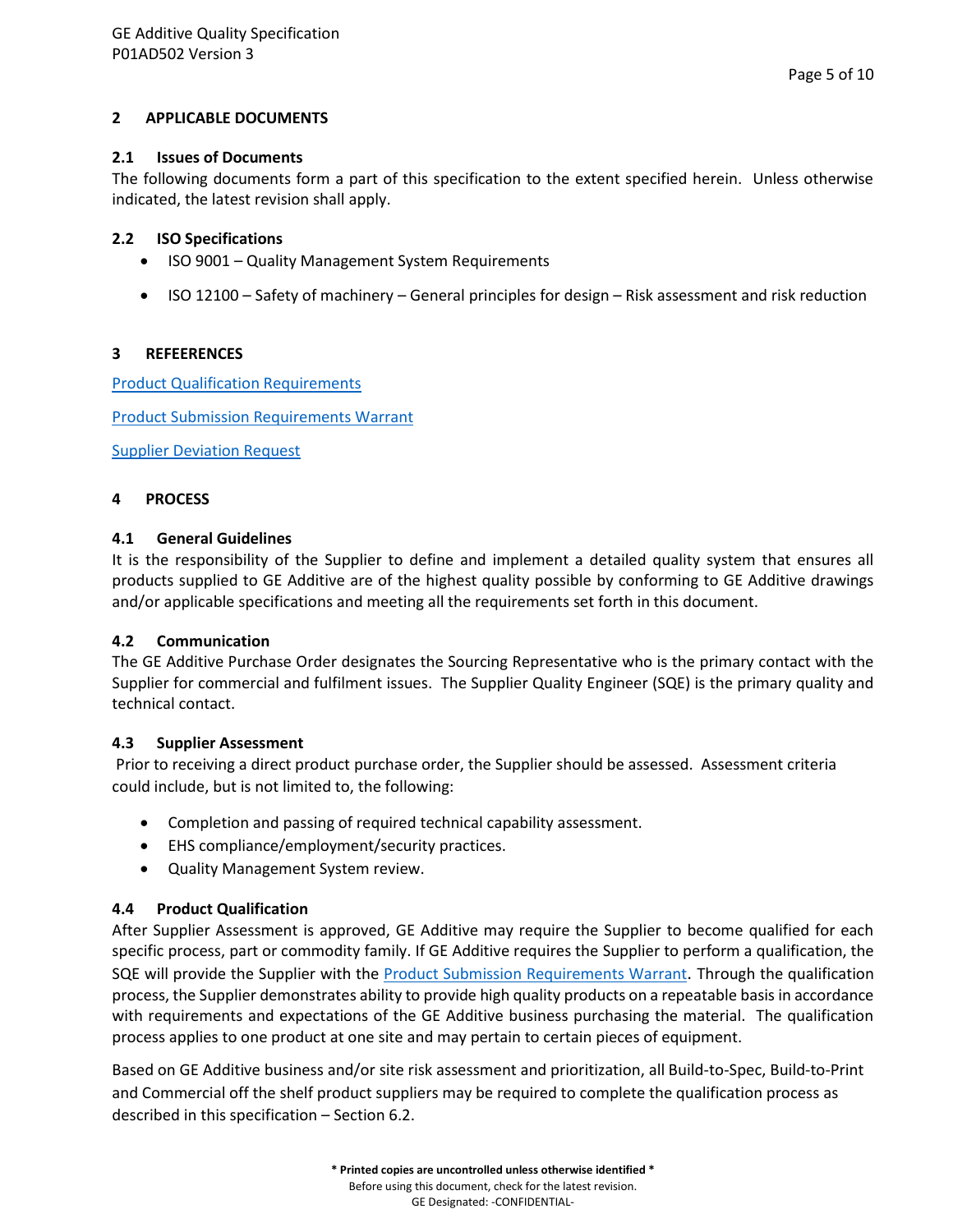## 2 APPLICABLE DOCUMENTS

### 2.1 Issues of Documents

The following documents form a part of this specification to the extent specified herein. Unless otherwise indicated, the latest revision shall apply.

### 2.2 ISO Specifications

- ISO 9001 – Quality Management System Requirements
- ISO 12100 – Safety of machinery – General principles for design – Risk assessment and risk reduction

## 3 REFEERENCES

Product Qualification Requirements

Product Submission Requirements Warrant

Supplier Deviation Request

## 4 PROCESS

### 4.1 General Guidelines

It is the responsibility of the Supplier to define and implement a detailed quality system that ensures all products supplied to GE Additive are of the highest quality possible by conforming to GE Additive drawings and/or applicable specifications and meeting all the requirements set forth in this document.

### 4.2 Communication

The GE Additive Purchase Order designates the Sourcing Representative who is the primary contact with the Supplier for commercial and fulfilment issues. The Supplier Quality Engineer (SQE) is the primary quality and technical contact.

### 4.3 Supplier Assessment

Prior to receiving a direct product purchase order, the Supplier should be assessed. Assessment criteria could include, but is not limited to, the following:

- Completion and passing of required technical capability assessment.
- EHS compliance/employment/security practices.
- Quality Management System review.

### 4.4 Product Qualification

After Supplier Assessment is approved, GE Additive may require the Supplier to become qualified for each specific process, part or commodity family. If GE Additive requires the Supplier to perform a qualification, the SQE will provide the Supplier with the Product Submission Requirements Warrant. Through the qualification process, the Supplier demonstrates ability to provide high quality products on a repeatable basis in accordance with requirements and expectations of the GE Additive business purchasing the material. The qualification process applies to one product at one site and may pertain to certain pieces of equipment.

Based on GE Additive business and/or site risk assessment and prioritization, all Build-to-Spec, Build-to-Print and Commercial off the shelf product suppliers may be required to complete the qualification process as described in this specification – Section 6.2.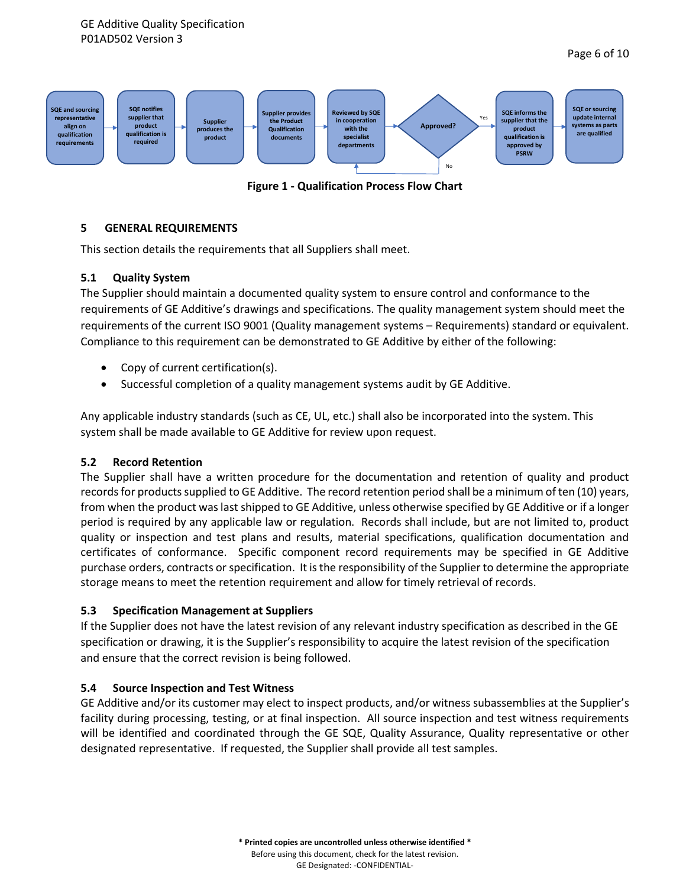SQE and sourcing representative align on qualification requirements → SQE notifies supplier that product qualification is required → Supplier produces the product → Supplier provides the Product Qualification documents → Reviewed by SQE in cooperation with the specialist departments → Approved? → Yes → SQE informs the supplier that the product qualification is approved by PSRW → SQE or sourcing update internal systems as parts are qualified

(No → back to "Reviewed by SQE in cooperation with the specialist departments")

**Figure 1 - Qualification Process Flow Chart**

## 5 GENERAL REQUIREMENTS

This section details the requirements that all Suppliers shall meet.

### 5.1 Quality System

The Supplier should maintain a documented quality system to ensure control and conformance to the requirements of GE Additive's drawings and specifications. The quality management system should meet the requirements of the current ISO 9001 (Quality management systems – Requirements) standard or equivalent. Compliance to this requirement can be demonstrated to GE Additive by either of the following:

- Copy of current certification(s).
- Successful completion of a quality management systems audit by GE Additive.

Any applicable industry standards (such as CE, UL, etc.) shall also be incorporated into the system. This system shall be made available to GE Additive for review upon request.

### 5.2 Record Retention

The Supplier shall have a written procedure for the documentation and retention of quality and product records for products supplied to GE Additive. The record retention period shall be a minimum of ten (10) years, from when the product was last shipped to GE Additive, unless otherwise specified by GE Additive or if a longer period is required by any applicable law or regulation. Records shall include, but are not limited to, product quality or inspection and test plans and results, material specifications, qualification documentation and certificates of conformance. Specific component record requirements may be specified in GE Additive purchase orders, contracts or specification. It is the responsibility of the Supplier to determine the appropriate storage means to meet the retention requirement and allow for timely retrieval of records.

### 5.3 Specification Management at Suppliers

If the Supplier does not have the latest revision of any relevant industry specification as described in the GE specification or drawing, it is the Supplier's responsibility to acquire the latest revision of the specification and ensure that the correct revision is being followed.

### 5.4 Source Inspection and Test Witness

GE Additive and/or its customer may elect to inspect products, and/or witness subassemblies at the Supplier's facility during processing, testing, or at final inspection. All source inspection and test witness requirements will be identified and coordinated through the GE SQE, Quality Assurance, Quality representative or other designated representative. If requested, the Supplier shall provide all test samples.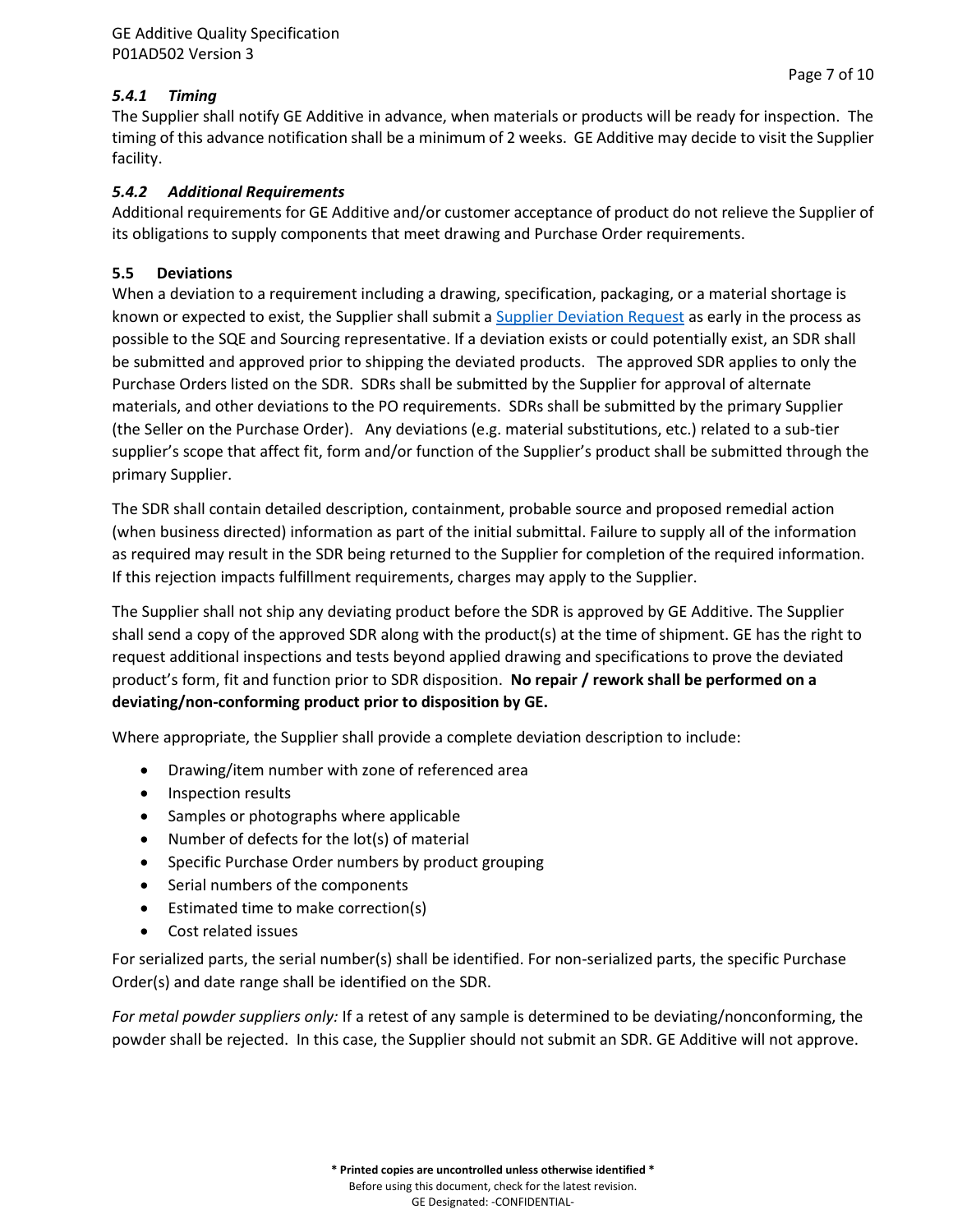#### *5.4.1 Timing*

The Supplier shall notify GE Additive in advance, when materials or products will be ready for inspection. The timing of this advance notification shall be a minimum of 2 weeks. GE Additive may decide to visit the Supplier facility.

#### *5.4.2 Additional Requirements*

Additional requirements for GE Additive and/or customer acceptance of product do not relieve the Supplier of its obligations to supply components that meet drawing and Purchase Order requirements.

### 5.5 Deviations

When a deviation to a requirement including a drawing, specification, packaging, or a material shortage is known or expected to exist, the Supplier shall submit a Supplier Deviation Request as early in the process as possible to the SQE and Sourcing representative. If a deviation exists or could potentially exist, an SDR shall be submitted and approved prior to shipping the deviated products. The approved SDR applies to only the Purchase Orders listed on the SDR. SDRs shall be submitted by the Supplier for approval of alternate materials, and other deviations to the PO requirements. SDRs shall be submitted by the primary Supplier (the Seller on the Purchase Order). Any deviations (e.g. material substitutions, etc.) related to a sub-tier supplier's scope that affect fit, form and/or function of the Supplier's product shall be submitted through the primary Supplier.

The SDR shall contain detailed description, containment, probable source and proposed remedial action (when business directed) information as part of the initial submittal. Failure to supply all of the information as required may result in the SDR being returned to the Supplier for completion of the required information. If this rejection impacts fulfillment requirements, charges may apply to the Supplier.

The Supplier shall not ship any deviating product before the SDR is approved by GE Additive. The Supplier shall send a copy of the approved SDR along with the product(s) at the time of shipment. GE has the right to request additional inspections and tests beyond applied drawing and specifications to prove the deviated product's form, fit and function prior to SDR disposition. **No repair / rework shall be performed on a deviating/non-conforming product prior to disposition by GE.**

Where appropriate, the Supplier shall provide a complete deviation description to include:

- Drawing/item number with zone of referenced area
- Inspection results
- Samples or photographs where applicable
- Number of defects for the lot(s) of material
- Specific Purchase Order numbers by product grouping
- Serial numbers of the components
- Estimated time to make correction(s)
- Cost related issues

For serialized parts, the serial number(s) shall be identified. For non-serialized parts, the specific Purchase Order(s) and date range shall be identified on the SDR.

*For metal powder suppliers only:* If a retest of any sample is determined to be deviating/nonconforming, the powder shall be rejected. In this case, the Supplier should not submit an SDR. GE Additive will not approve.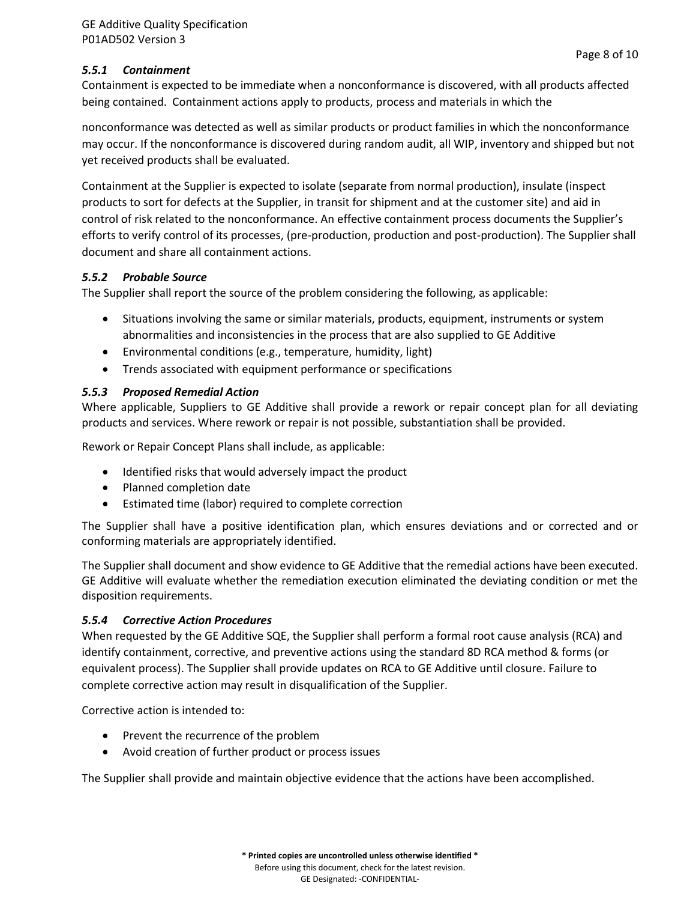#### *5.5.1 Containment*

Containment is expected to be immediate when a nonconformance is discovered, with all products affected being contained. Containment actions apply to products, process and materials in which the nonconformance was detected as well as similar products or product families in which the nonconformance may occur. If the nonconformance is discovered during random audit, all WIP, inventory and shipped but not yet received products shall be evaluated.

Containment at the Supplier is expected to isolate (separate from normal production), insulate (inspect products to sort for defects at the Supplier, in transit for shipment and at the customer site) and aid in control of risk related to the nonconformance. An effective containment process documents the Supplier's efforts to verify control of its processes, (pre-production, production and post-production). The Supplier shall document and share all containment actions.

#### *5.5.2 Probable Source*

The Supplier shall report the source of the problem considering the following, as applicable:

- Situations involving the same or similar materials, products, equipment, instruments or system abnormalities and inconsistencies in the process that are also supplied to GE Additive
- Environmental conditions (e.g., temperature, humidity, light)
- Trends associated with equipment performance or specifications

#### *5.5.3 Proposed Remedial Action*

Where applicable, Suppliers to GE Additive shall provide a rework or repair concept plan for all deviating products and services. Where rework or repair is not possible, substantiation shall be provided.

Rework or Repair Concept Plans shall include, as applicable:

- Identified risks that would adversely impact the product
- Planned completion date
- Estimated time (labor) required to complete correction

The Supplier shall have a positive identification plan, which ensures deviations and or corrected and or conforming materials are appropriately identified.

The Supplier shall document and show evidence to GE Additive that the remedial actions have been executed. GE Additive will evaluate whether the remediation execution eliminated the deviating condition or met the disposition requirements.

#### *5.5.4 Corrective Action Procedures*

When requested by the GE Additive SQE, the Supplier shall perform a formal root cause analysis (RCA) and identify containment, corrective, and preventive actions using the standard 8D RCA method & forms (or equivalent process). The Supplier shall provide updates on RCA to GE Additive until closure. Failure to complete corrective action may result in disqualification of the Supplier.

Corrective action is intended to:

- Prevent the recurrence of the problem
- Avoid creation of further product or process issues

The Supplier shall provide and maintain objective evidence that the actions have been accomplished.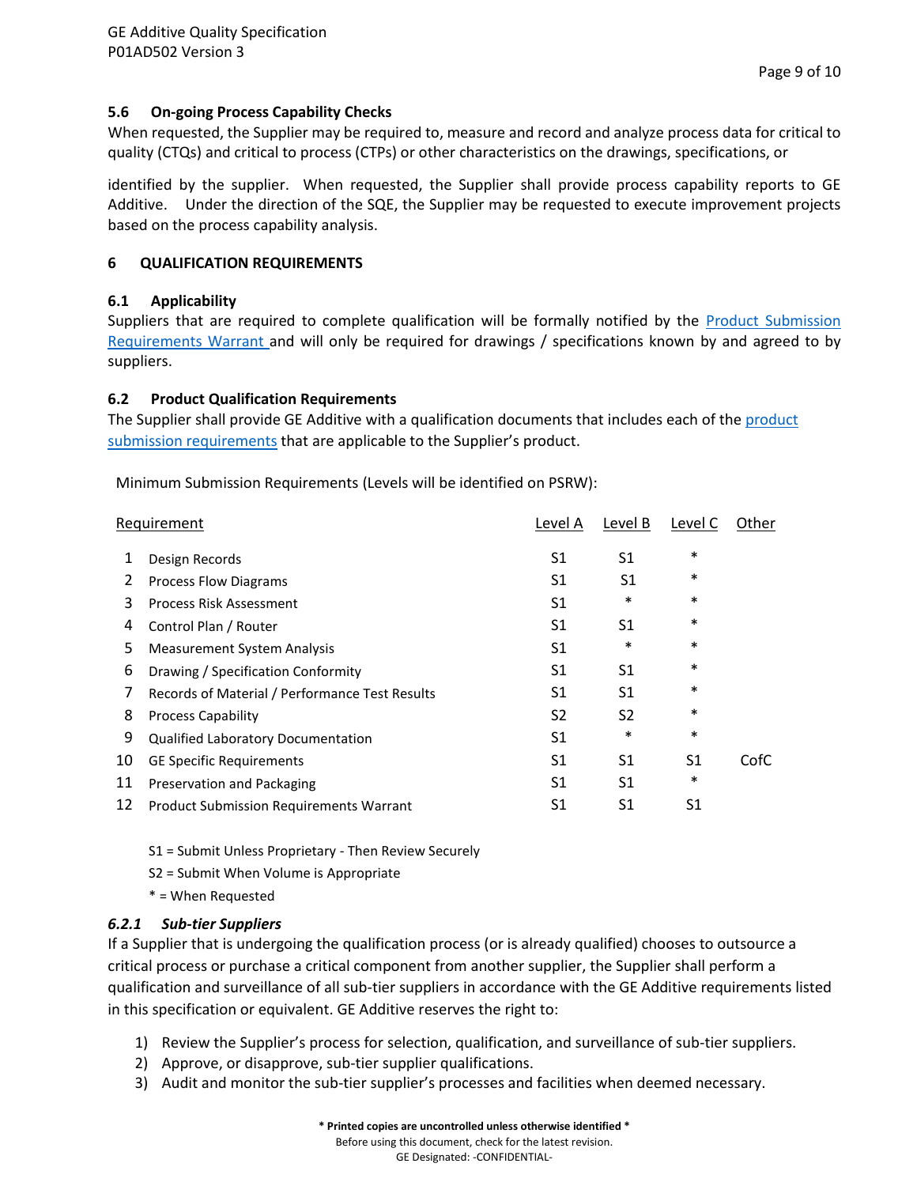### 5.6 On-going Process Capability Checks

When requested, the Supplier may be required to, measure and record and analyze process data for critical to quality (CTQs) and critical to process (CTPs) or other characteristics on the drawings, specifications, or

identified by the supplier. When requested, the Supplier shall provide process capability reports to GE Additive. Under the direction of the SQE, the Supplier may be requested to execute improvement projects based on the process capability analysis.

## 6 QUALIFICATION REQUIREMENTS

### 6.1 Applicability

Suppliers that are required to complete qualification will be formally notified by the Product Submission Requirements Warrant and will only be required for drawings / specifications known by and agreed to by suppliers.

### 6.2 Product Qualification Requirements

The Supplier shall provide GE Additive with a qualification documents that includes each of the product submission requirements that are applicable to the Supplier's product.

Minimum Submission Requirements (Levels will be identified on PSRW):

| | Requirement | Level A | Level B | Level C | Other |
|---|---|---|---|---|---|
| 1 | Design Records | S1 | S1 | * | |
| 2 | Process Flow Diagrams | S1 | S1 | * | |
| 3 | Process Risk Assessment | S1 | * | * | |
| 4 | Control Plan / Router | S1 | S1 | * | |
| 5 | Measurement System Analysis | S1 | * | * | |
| 6 | Drawing / Specification Conformity | S1 | S1 | * | |
| 7 | Records of Material / Performance Test Results | S1 | S1 | * | |
| 8 | Process Capability | S2 | S2 | * | |
| 9 | Qualified Laboratory Documentation | S1 | * | * | |
| 10 | GE Specific Requirements | S1 | S1 | S1 | CofC |
| 11 | Preservation and Packaging | S1 | S1 | * | |
| 12 | Product Submission Requirements Warrant | S1 | S1 | S1 | |

S1 = Submit Unless Proprietary - Then Review Securely

S2 = Submit When Volume is Appropriate

* = When Requested

#### *6.2.1 Sub-tier Suppliers*

If a Supplier that is undergoing the qualification process (or is already qualified) chooses to outsource a critical process or purchase a critical component from another supplier, the Supplier shall perform a qualification and surveillance of all sub-tier suppliers in accordance with the GE Additive requirements listed in this specification or equivalent. GE Additive reserves the right to:

1) Review the Supplier's process for selection, qualification, and surveillance of sub-tier suppliers.
2) Approve, or disapprove, sub-tier supplier qualifications.
3) Audit and monitor the sub-tier supplier's processes and facilities when deemed necessary.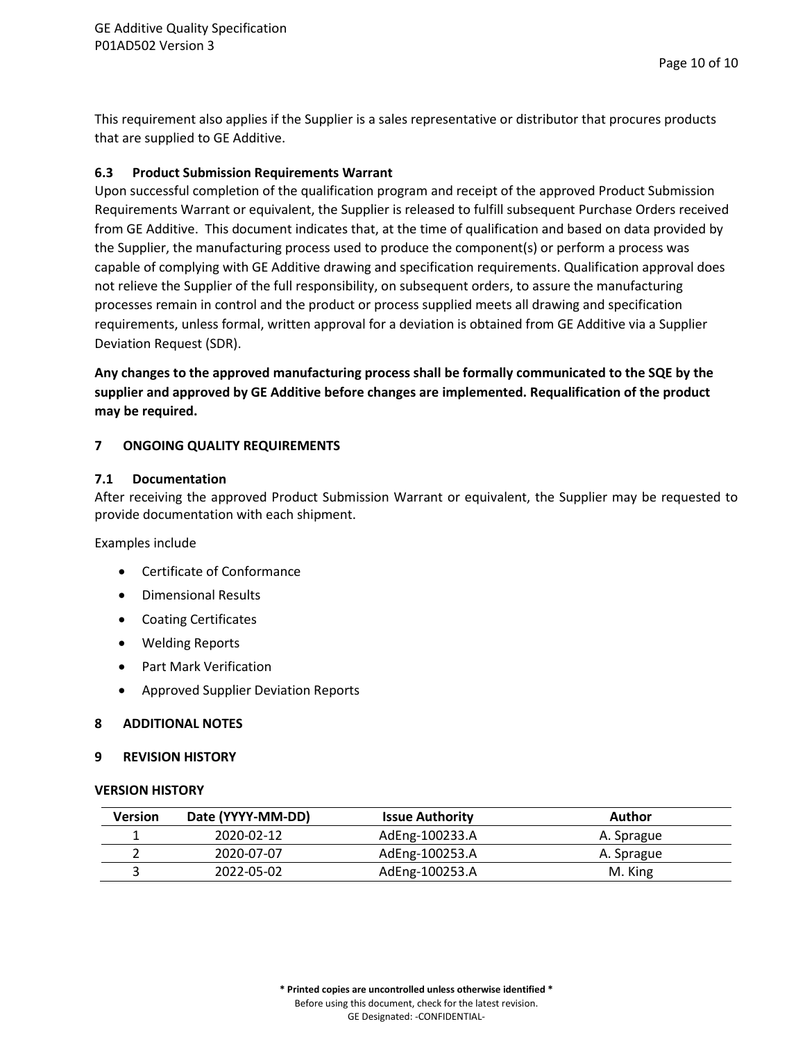This requirement also applies if the Supplier is a sales representative or distributor that procures products that are supplied to GE Additive.

### 6.3 Product Submission Requirements Warrant

Upon successful completion of the qualification program and receipt of the approved Product Submission Requirements Warrant or equivalent, the Supplier is released to fulfill subsequent Purchase Orders received from GE Additive. This document indicates that, at the time of qualification and based on data provided by the Supplier, the manufacturing process used to produce the component(s) or perform a process was capable of complying with GE Additive drawing and specification requirements. Qualification approval does not relieve the Supplier of the full responsibility, on subsequent orders, to assure the manufacturing processes remain in control and the product or process supplied meets all drawing and specification requirements, unless formal, written approval for a deviation is obtained from GE Additive via a Supplier Deviation Request (SDR).

**Any changes to the approved manufacturing process shall be formally communicated to the SQE by the supplier and approved by GE Additive before changes are implemented. Requalification of the product may be required.**

## 7 ONGOING QUALITY REQUIREMENTS

### 7.1 Documentation

After receiving the approved Product Submission Warrant or equivalent, the Supplier may be requested to provide documentation with each shipment.

Examples include

- Certificate of Conformance
- Dimensional Results
- Coating Certificates
- Welding Reports
- Part Mark Verification
- Approved Supplier Deviation Reports

## 8 ADDITIONAL NOTES

## 9 REVISION HISTORY

**VERSION HISTORY**

| Version | Date (YYYY-MM-DD) | Issue Authority | Author |
|---|---|---|---|
| 1 | 2020-02-12 | AdEng-100233.A | A. Sprague |
| 2 | 2020-07-07 | AdEng-100253.A | A. Sprague |
| 3 | 2022-05-02 | AdEng-100253.A | M. King |